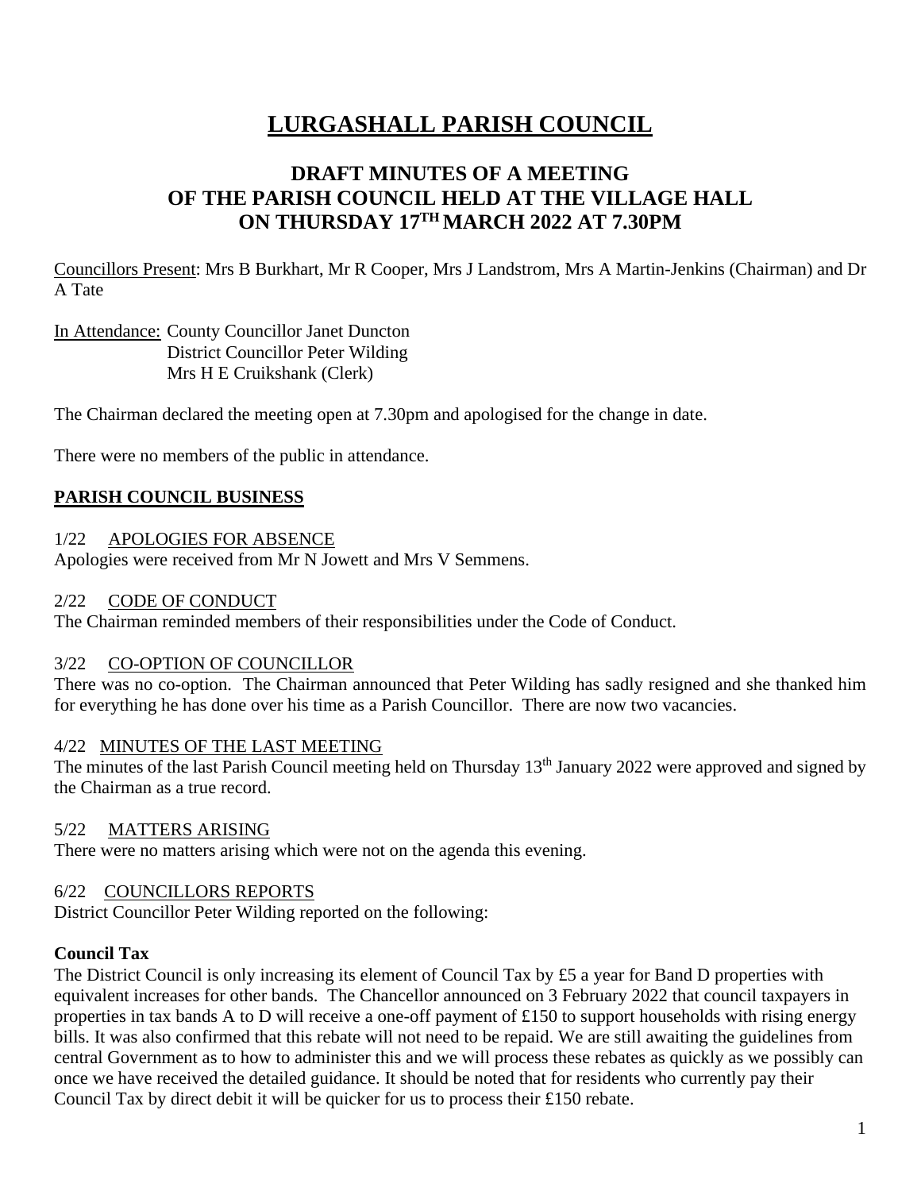# LURGASHALL PARISH COUNCIL

## DRAFT MINUTES OF A MEETING OF THE PARISH COUNCIL HELD AT THE VILLAGE HALL ON THURSDAY 17TH MARCH 2022 AT 7.30PM

Councillors Present: Mrs B Burkhart, Mr R Cooper, Mrs J Landstrom, Mrs A Martin-Jenkins (Chairman) and Dr A Tate

In Attendance: County Councillor Janet Duncton
District Councillor Peter Wilding
Mrs H E Cruikshank (Clerk)

The Chairman declared the meeting open at 7.30pm and apologised for the change in date.

There were no members of the public in attendance.

**PARISH COUNCIL BUSINESS**

1/22 APOLOGIES FOR ABSENCE

Apologies were received from Mr N Jowett and Mrs V Semmens.

2/22 CODE OF CONDUCT

The Chairman reminded members of their responsibilities under the Code of Conduct.

3/22 CO-OPTION OF COUNCILLOR

There was no co-option. The Chairman announced that Peter Wilding has sadly resigned and she thanked him for everything he has done over his time as a Parish Councillor. There are now two vacancies.

4/22 MINUTES OF THE LAST MEETING

The minutes of the last Parish Council meeting held on Thursday 13th January 2022 were approved and signed by the Chairman as a true record.

5/22 MATTERS ARISING

There were no matters arising which were not on the agenda this evening.

6/22 COUNCILLORS REPORTS

District Councillor Peter Wilding reported on the following:

**Council Tax**

The District Council is only increasing its element of Council Tax by £5 a year for Band D properties with equivalent increases for other bands. The Chancellor announced on 3 February 2022 that council taxpayers in properties in tax bands A to D will receive a one-off payment of £150 to support households with rising energy bills. It was also confirmed that this rebate will not need to be repaid. We are still awaiting the guidelines from central Government as to how to administer this and we will process these rebates as quickly as we possibly can once we have received the detailed guidance. It should be noted that for residents who currently pay their Council Tax by direct debit it will be quicker for us to process their £150 rebate.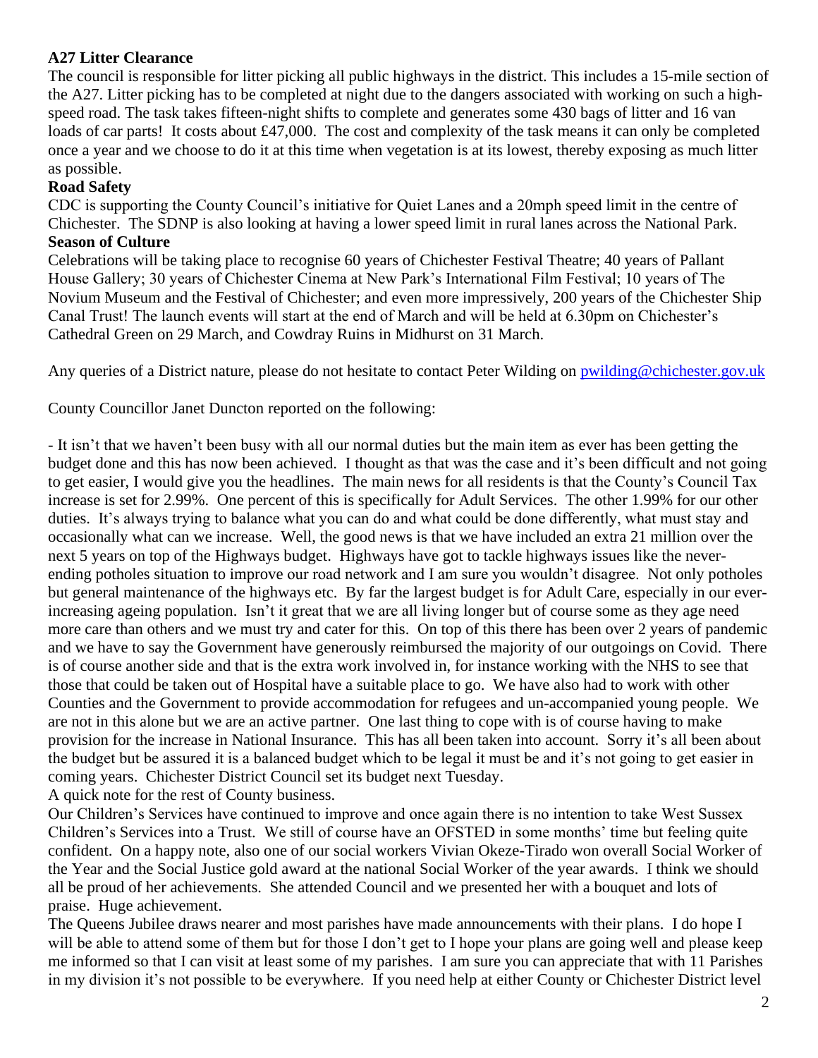**A27 Litter Clearance**

The council is responsible for litter picking all public highways in the district. This includes a 15-mile section of the A27. Litter picking has to be completed at night due to the dangers associated with working on such a high-speed road. The task takes fifteen-night shifts to complete and generates some 430 bags of litter and 16 van loads of car parts! It costs about £47,000. The cost and complexity of the task means it can only be completed once a year and we choose to do it at this time when vegetation is at its lowest, thereby exposing as much litter as possible.

**Road Safety**

CDC is supporting the County Council's initiative for Quiet Lanes and a 20mph speed limit in the centre of Chichester. The SDNP is also looking at having a lower speed limit in rural lanes across the National Park.

**Season of Culture**

Celebrations will be taking place to recognise 60 years of Chichester Festival Theatre; 40 years of Pallant House Gallery; 30 years of Chichester Cinema at New Park's International Film Festival; 10 years of The Novium Museum and the Festival of Chichester; and even more impressively, 200 years of the Chichester Ship Canal Trust! The launch events will start at the end of March and will be held at 6.30pm on Chichester's Cathedral Green on 29 March, and Cowdray Ruins in Midhurst on 31 March.

Any queries of a District nature, please do not hesitate to contact Peter Wilding on pwilding@chichester.gov.uk

County Councillor Janet Duncton reported on the following:

- It isn't that we haven't been busy with all our normal duties but the main item as ever has been getting the budget done and this has now been achieved. I thought as that was the case and it's been difficult and not going to get easier, I would give you the headlines. The main news for all residents is that the County's Council Tax increase is set for 2.99%. One percent of this is specifically for Adult Services. The other 1.99% for our other duties. It's always trying to balance what you can do and what could be done differently, what must stay and occasionally what can we increase. Well, the good news is that we have included an extra 21 million over the next 5 years on top of the Highways budget. Highways have got to tackle highways issues like the never-ending potholes situation to improve our road network and I am sure you wouldn't disagree. Not only potholes but general maintenance of the highways etc. By far the largest budget is for Adult Care, especially in our ever-increasing ageing population. Isn't it great that we are all living longer but of course some as they age need more care than others and we must try and cater for this. On top of this there has been over 2 years of pandemic and we have to say the Government have generously reimbursed the majority of our outgoings on Covid. There is of course another side and that is the extra work involved in, for instance working with the NHS to see that those that could be taken out of Hospital have a suitable place to go. We have also had to work with other Counties and the Government to provide accommodation for refugees and un-accompanied young people. We are not in this alone but we are an active partner. One last thing to cope with is of course having to make provision for the increase in National Insurance. This has all been taken into account. Sorry it's all been about the budget but be assured it is a balanced budget which to be legal it must be and it's not going to get easier in coming years. Chichester District Council set its budget next Tuesday.

A quick note for the rest of County business.

Our Children's Services have continued to improve and once again there is no intention to take West Sussex Children's Services into a Trust. We still of course have an OFSTED in some months' time but feeling quite confident. On a happy note, also one of our social workers Vivian Okeze-Tirado won overall Social Worker of the Year and the Social Justice gold award at the national Social Worker of the year awards. I think we should all be proud of her achievements. She attended Council and we presented her with a bouquet and lots of praise. Huge achievement.

The Queens Jubilee draws nearer and most parishes have made announcements with their plans. I do hope I will be able to attend some of them but for those I don't get to I hope your plans are going well and please keep me informed so that I can visit at least some of my parishes. I am sure you can appreciate that with 11 Parishes in my division it's not possible to be everywhere. If you need help at either County or Chichester District level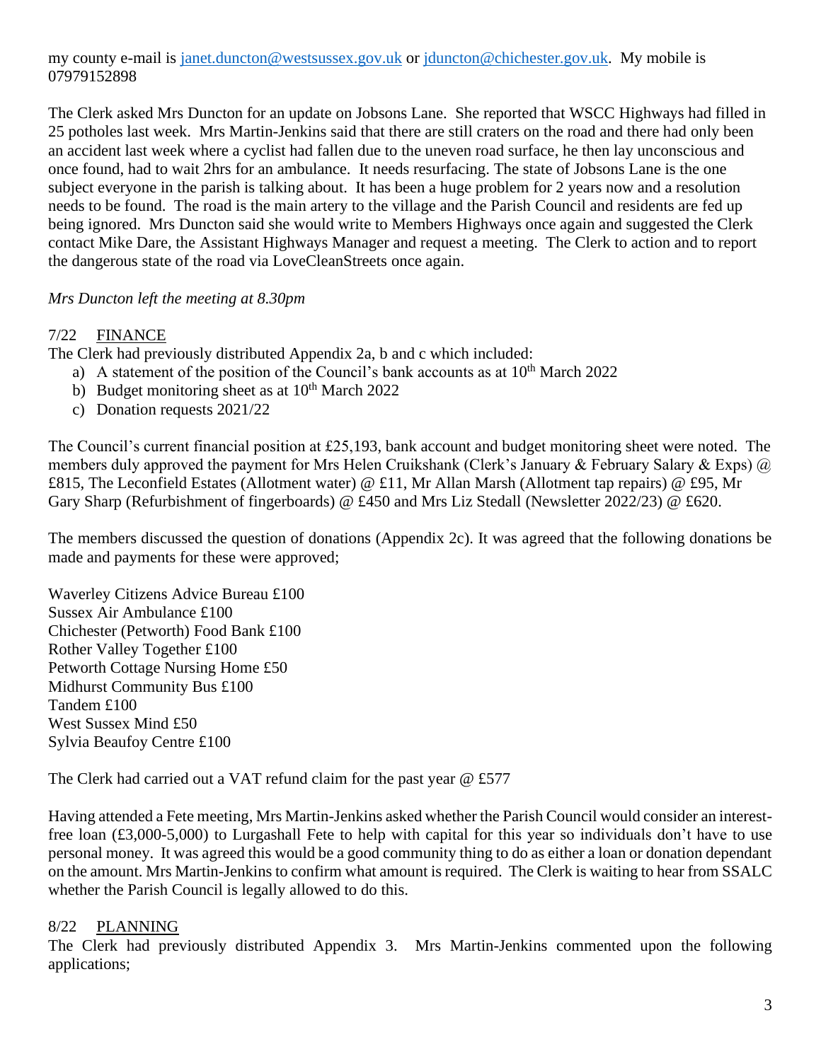my county e-mail is janet.duncton@westsussex.gov.uk or jduncton@chichester.gov.uk. My mobile is 07979152898

The Clerk asked Mrs Duncton for an update on Jobsons Lane. She reported that WSCC Highways had filled in 25 potholes last week. Mrs Martin-Jenkins said that there are still craters on the road and there had only been an accident last week where a cyclist had fallen due to the uneven road surface, he then lay unconscious and once found, had to wait 2hrs for an ambulance. It needs resurfacing. The state of Jobsons Lane is the one subject everyone in the parish is talking about. It has been a huge problem for 2 years now and a resolution needs to be found. The road is the main artery to the village and the Parish Council and residents are fed up being ignored. Mrs Duncton said she would write to Members Highways once again and suggested the Clerk contact Mike Dare, the Assistant Highways Manager and request a meeting. The Clerk to action and to report the dangerous state of the road via LoveCleanStreets once again.

*Mrs Duncton left the meeting at 8.30pm*

7/22 FINANCE

The Clerk had previously distributed Appendix 2a, b and c which included:

a) A statement of the position of the Council's bank accounts as at 10th March 2022
b) Budget monitoring sheet as at 10th March 2022
c) Donation requests 2021/22

The Council's current financial position at £25,193, bank account and budget monitoring sheet were noted. The members duly approved the payment for Mrs Helen Cruikshank (Clerk's January & February Salary & Exps) @ £815, The Leconfield Estates (Allotment water) @ £11, Mr Allan Marsh (Allotment tap repairs) @ £95, Mr Gary Sharp (Refurbishment of fingerboards) @ £450 and Mrs Liz Stedall (Newsletter 2022/23) @ £620.

The members discussed the question of donations (Appendix 2c). It was agreed that the following donations be made and payments for these were approved;

Waverley Citizens Advice Bureau £100
Sussex Air Ambulance £100
Chichester (Petworth) Food Bank £100
Rother Valley Together £100
Petworth Cottage Nursing Home £50
Midhurst Community Bus £100
Tandem £100
West Sussex Mind £50
Sylvia Beaufoy Centre £100

The Clerk had carried out a VAT refund claim for the past year @ £577

Having attended a Fete meeting, Mrs Martin-Jenkins asked whether the Parish Council would consider an interest-free loan (£3,000-5,000) to Lurgashall Fete to help with capital for this year so individuals don't have to use personal money. It was agreed this would be a good community thing to do as either a loan or donation dependant on the amount. Mrs Martin-Jenkins to confirm what amount is required. The Clerk is waiting to hear from SSALC whether the Parish Council is legally allowed to do this.

8/22 PLANNING

The Clerk had previously distributed Appendix 3. Mrs Martin-Jenkins commented upon the following applications;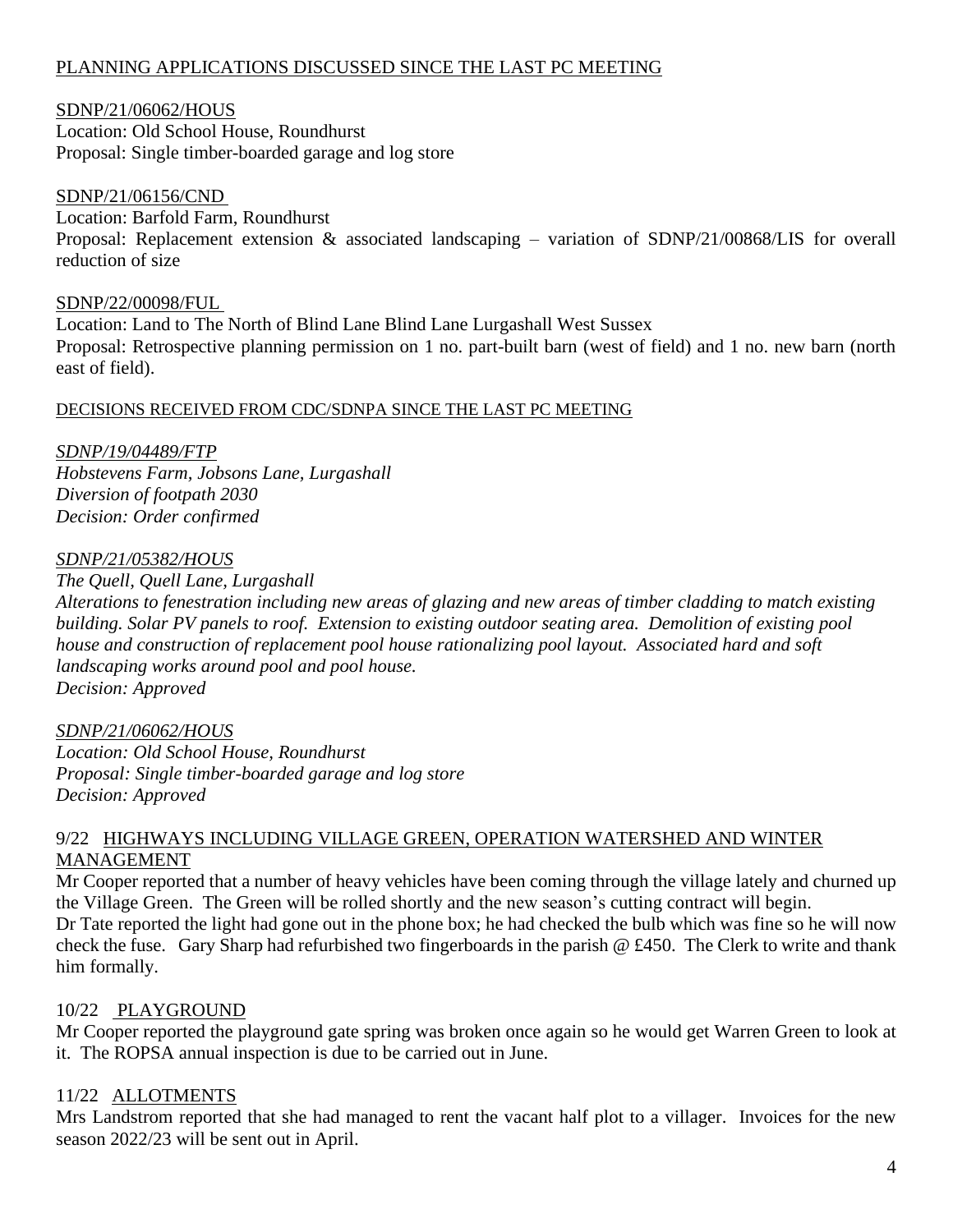## PLANNING APPLICATIONS DISCUSSED SINCE THE LAST PC MEETING

SDNP/21/06062/HOUS
Location: Old School House, Roundhurst
Proposal: Single timber-boarded garage and log store

SDNP/21/06156/CND
Location: Barfold Farm, Roundhurst
Proposal: Replacement extension & associated landscaping – variation of SDNP/21/00868/LIS for overall reduction of size

SDNP/22/00098/FUL
Location: Land to The North of Blind Lane Blind Lane Lurgashall West Sussex
Proposal: Retrospective planning permission on 1 no. part-built barn (west of field) and 1 no. new barn (north east of field).

## DECISIONS RECEIVED FROM CDC/SDNPA SINCE THE LAST PC MEETING

*SDNP/19/04489/FTP*
*Hobstevens Farm, Jobsons Lane, Lurgashall*
*Diversion of footpath 2030*
*Decision: Order confirmed*

*SDNP/21/05382/HOUS*
*The Quell, Quell Lane, Lurgashall*
*Alterations to fenestration including new areas of glazing and new areas of timber cladding to match existing building. Solar PV panels to roof. Extension to existing outdoor seating area. Demolition of existing pool house and construction of replacement pool house rationalizing pool layout. Associated hard and soft landscaping works around pool and pool house.*
*Decision: Approved*

*SDNP/21/06062/HOUS*
*Location: Old School House, Roundhurst*
*Proposal: Single timber-boarded garage and log store*
*Decision: Approved*

## 9/22 HIGHWAYS INCLUDING VILLAGE GREEN, OPERATION WATERSHED AND WINTER MANAGEMENT

Mr Cooper reported that a number of heavy vehicles have been coming through the village lately and churned up the Village Green. The Green will be rolled shortly and the new season's cutting contract will begin.
Dr Tate reported the light had gone out in the phone box; he had checked the bulb which was fine so he will now check the fuse. Gary Sharp had refurbished two fingerboards in the parish @ £450. The Clerk to write and thank him formally.

## 10/22 PLAYGROUND

Mr Cooper reported the playground gate spring was broken once again so he would get Warren Green to look at it. The ROPSA annual inspection is due to be carried out in June.

## 11/22 ALLOTMENTS

Mrs Landstrom reported that she had managed to rent the vacant half plot to a villager. Invoices for the new season 2022/23 will be sent out in April.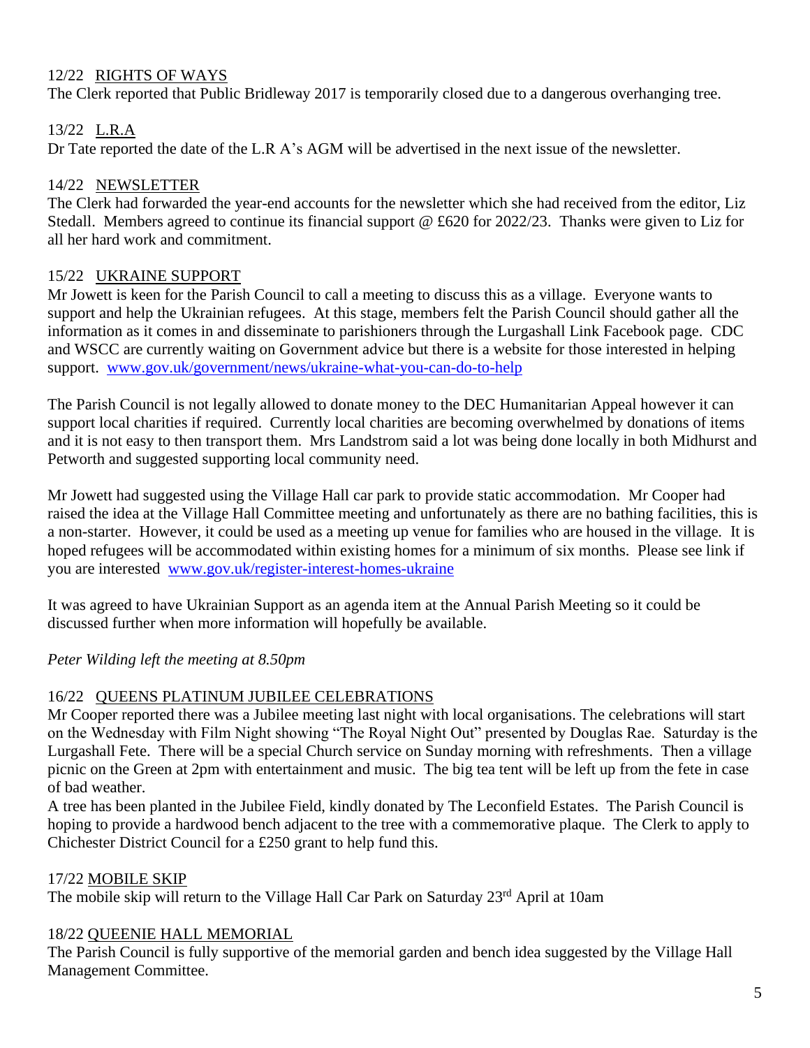### 12/22 RIGHTS OF WAYS

The Clerk reported that Public Bridleway 2017 is temporarily closed due to a dangerous overhanging tree.

### 13/22 L.R.A

Dr Tate reported the date of the L.R A's AGM will be advertised in the next issue of the newsletter.

### 14/22 NEWSLETTER

The Clerk had forwarded the year-end accounts for the newsletter which she had received from the editor, Liz Stedall. Members agreed to continue its financial support @ £620 for 2022/23. Thanks were given to Liz for all her hard work and commitment.

### 15/22 UKRAINE SUPPORT

Mr Jowett is keen for the Parish Council to call a meeting to discuss this as a village. Everyone wants to support and help the Ukrainian refugees. At this stage, members felt the Parish Council should gather all the information as it comes in and disseminate to parishioners through the Lurgashall Link Facebook page. CDC and WSCC are currently waiting on Government advice but there is a website for those interested in helping support. www.gov.uk/government/news/ukraine-what-you-can-do-to-help

The Parish Council is not legally allowed to donate money to the DEC Humanitarian Appeal however it can support local charities if required. Currently local charities are becoming overwhelmed by donations of items and it is not easy to then transport them. Mrs Landstrom said a lot was being done locally in both Midhurst and Petworth and suggested supporting local community need.

Mr Jowett had suggested using the Village Hall car park to provide static accommodation. Mr Cooper had raised the idea at the Village Hall Committee meeting and unfortunately as there are no bathing facilities, this is a non-starter. However, it could be used as a meeting up venue for families who are housed in the village. It is hoped refugees will be accommodated within existing homes for a minimum of six months. Please see link if you are interested www.gov.uk/register-interest-homes-ukraine

It was agreed to have Ukrainian Support as an agenda item at the Annual Parish Meeting so it could be discussed further when more information will hopefully be available.

*Peter Wilding left the meeting at 8.50pm*

### 16/22 QUEENS PLATINUM JUBILEE CELEBRATIONS

Mr Cooper reported there was a Jubilee meeting last night with local organisations. The celebrations will start on the Wednesday with Film Night showing "The Royal Night Out" presented by Douglas Rae. Saturday is the Lurgashall Fete. There will be a special Church service on Sunday morning with refreshments. Then a village picnic on the Green at 2pm with entertainment and music. The big tea tent will be left up from the fete in case of bad weather.

A tree has been planted in the Jubilee Field, kindly donated by The Leconfield Estates. The Parish Council is hoping to provide a hardwood bench adjacent to the tree with a commemorative plaque. The Clerk to apply to Chichester District Council for a £250 grant to help fund this.

### 17/22 MOBILE SKIP

The mobile skip will return to the Village Hall Car Park on Saturday 23rd April at 10am

### 18/22 QUEENIE HALL MEMORIAL

The Parish Council is fully supportive of the memorial garden and bench idea suggested by the Village Hall Management Committee.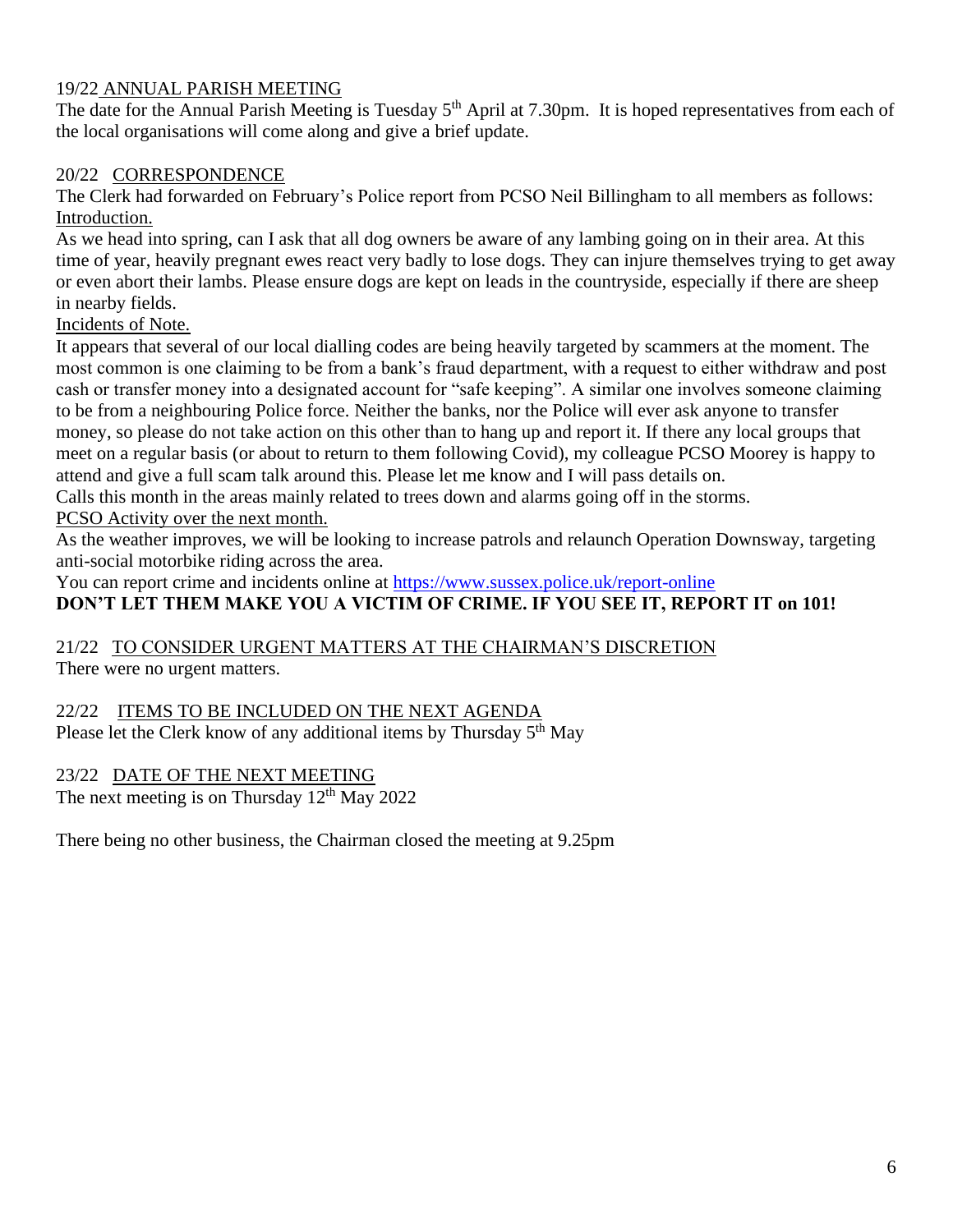19/22 ANNUAL PARISH MEETING

The date for the Annual Parish Meeting is Tuesday 5th April at 7.30pm. It is hoped representatives from each of the local organisations will come along and give a brief update.

20/22 CORRESPONDENCE

The Clerk had forwarded on February's Police report from PCSO Neil Billingham to all members as follows:

Introduction.

As we head into spring, can I ask that all dog owners be aware of any lambing going on in their area. At this time of year, heavily pregnant ewes react very badly to lose dogs. They can injure themselves trying to get away or even abort their lambs. Please ensure dogs are kept on leads in the countryside, especially if there are sheep in nearby fields.

Incidents of Note.

It appears that several of our local dialling codes are being heavily targeted by scammers at the moment. The most common is one claiming to be from a bank's fraud department, with a request to either withdraw and post cash or transfer money into a designated account for "safe keeping". A similar one involves someone claiming to be from a neighbouring Police force. Neither the banks, nor the Police will ever ask anyone to transfer money, so please do not take action on this other than to hang up and report it. If there any local groups that meet on a regular basis (or about to return to them following Covid), my colleague PCSO Moorey is happy to attend and give a full scam talk around this. Please let me know and I will pass details on.

Calls this month in the areas mainly related to trees down and alarms going off in the storms.

PCSO Activity over the next month.

As the weather improves, we will be looking to increase patrols and relaunch Operation Downsway, targeting anti-social motorbike riding across the area.

You can report crime and incidents online at https://www.sussex.police.uk/report-online

**DON'T LET THEM MAKE YOU A VICTIM OF CRIME. IF YOU SEE IT, REPORT IT on 101!**

21/22 TO CONSIDER URGENT MATTERS AT THE CHAIRMAN'S DISCRETION

There were no urgent matters.

22/22 ITEMS TO BE INCLUDED ON THE NEXT AGENDA

Please let the Clerk know of any additional items by Thursday 5th May

23/22 DATE OF THE NEXT MEETING

The next meeting is on Thursday 12th May 2022

There being no other business, the Chairman closed the meeting at 9.25pm